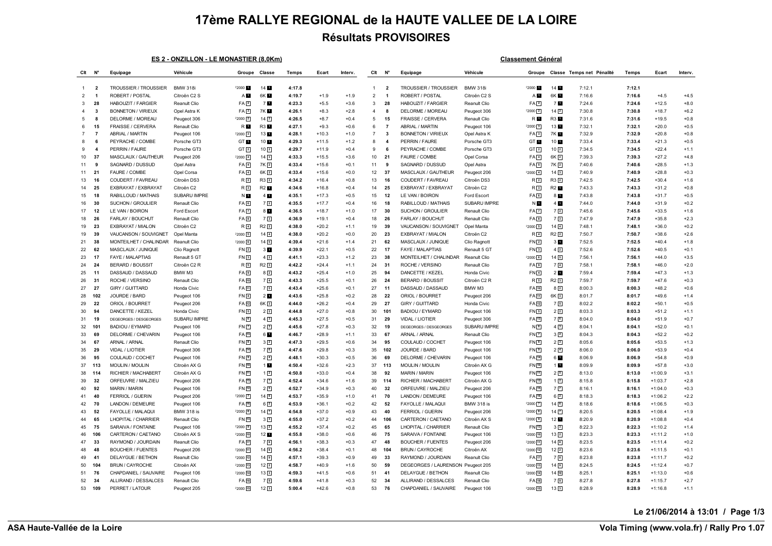# 17ème RALLYE REGIONAL de la HAUTE VALLEE DE LA LOIRE

## Résultats PROVISOIRES

### ES 2 - ONZILLON - LE MONASTIER (8,0Km)

| Clt | N° | Equipage | Véhicule | Groupe | Classe | Temps | Ecart | Interv. |
|---|---|---|---|---|---|---|---|---|
| 1 | 2 | TROUSSIER / TROUSSIER | BMW 318i | F2000 1 | 14 1 | 4:17.8 | | |
| 2 | 1 | ROBERT / POSTAL | Citroën C2 S | A 1 | 6K 1 | 4:19.7 | +1.9 | +1.9 |
| 3 | 28 | HABOUZIT / FARGIER | Reanult Clio | FA 2 | 7 1 | 4:23.3 | +5.5 | +3.6 |
| 4 | 3 | BONNETON / VIRIEUX | Opel Astra K | FA 3 | 7K 1 | 4:26.1 | +8.3 | +2.8 |
| 5 | 8 | DELORME / MOREAU | Peugeot 306 | F2000 2 | 14 2 | 4:26.5 | +8.7 | +0.4 |
| 6 | 15 | FRAISSE / CERVERA | Renault Clio | R 1 | R3 1 | 4:27.1 | +9.3 | +0.6 |
| 7 | 7 | ABRIAL / MARTIN | Peugeot 106 | F2000 3 | 13 1 | 4:28.1 | +10.3 | +1.0 |
| 8 | 6 | PEYRACHE / COMBE | Porsche GT3 | GT 1 | 10 1 | 4:29.3 | +11.5 | +1.2 |
| 9 | 4 | PERRIN / FAURE | Porsche GT3 | GT 2 | 10 2 | 4:29.7 | +11.9 | +0.4 |
| 10 | 37 | MASCLAUX / GAUTHEUR | Peugeot 206 | F2000 4 | 14 3 | 4:33.3 | +15.5 | +3.6 |
| 11 | 9 | SAGNARD / DUSSUD | Opel Astra | FA 4 | 7K 2 | 4:33.4 | +15.6 | +0.1 |
| 11 | 21 | FAURE / COMBE | Opel Corsa | FA 4 | 6K 2 | 4:33.4 | +15.6 | +0.0 |
| 13 | 16 | COUDERT / FAVREAU | Citroën DS3 | R 2 | R3 2 | 4:34.2 | +16.4 | +0.8 |
| 14 | 25 | EXBRAYAT / EXBRAYAT | Citroën C2 | R 3 | R2 1 | 4:34.6 | +16.8 | +0.4 |
| 15 | 18 | RABILLOUD / MATHAIS | SUBARU IMPRE | N 1 | 4 1 | 4:35.1 | +17.3 | +0.5 |
| 16 | 30 | SUCHON / GROULIER | Renault Clio | FA 6 | 7 2 | 4:35.5 | +17.7 | +0.4 |
| 17 | 12 | LE VAN / BOIRON | Ford Escort | FA 7 | 8 1 | 4:36.5 | +18.7 | +1.0 |
| 18 | 26 | FARLAY / BOUCHUT | Renault Clio | FA 8 | 7 3 | 4:36.9 | +19.1 | +0.4 |
| 19 | 23 | EXBRAYAT / MIALON | Citroën C2 | R 4 | R2 2 | 4:38.0 | +20.2 | +1.1 |
| 19 | 39 | VAUCANSON / SOUVIGNET | Opel Manta | F2000 5 | 14 4 | 4:38.0 | +20.2 | +0.0 |
| 21 | 38 | MONTEILHET / CHALINDAR | Reanult Clio | F2000 6 | 14 5 | 4:39.4 | +21.6 | +1.4 |
| 22 | 62 | MASCLAUX / JUNIQUE | Clio Ragnott | FN 2 | 3 1 | 4:39.9 | +22.1 | +0.5 |
| 23 | 17 | FAYE / MALAPTIAS | Renault 5 GT | FN 3 | 4 2 | 4:41.1 | +23.3 | +1.2 |
| 24 | 24 | BERARD / BOUSSIT | Citroën C2 R | R 5 | R2 3 | 4:42.2 | +24.4 | +1.1 |
| 25 | 11 | DASSAUD / DASSAUD | BMW M3 | FA 9 | 8 2 | 4:43.2 | +25.4 | +1.0 |
| 26 | 31 | ROCHE / VERSINO | Renault Clio | FA 10 | 7 4 | 4:43.3 | +25.5 | +0.1 |
| 27 | 27 | GIRY / GUITTARD | Honda Civic | FA 11 | 7 5 | 4:43.4 | +25.6 | +0.1 |
| 28 | 102 | JOURDE / BARD | Peugeot 106 | FN 4 | 2 1 | 4:43.6 | +25.8 | +0.2 |
| 29 | 22 | ORIOL / BOURRET | Peugeot 206 | FA 12 | 6K 3 | 4:44.0 | +26.2 | +0.4 |
| 30 | 94 | DANCETTE / KEZEL | Honda Civic | FN 5 | 2 2 | 4:44.8 | +27.0 | +0.8 |
| 31 | 19 | DEGEORGES / DESGEORGES | SUBARU IMPRE | N 6 | 4 3 | 4:45.3 | +27.5 | +0.5 |
| 32 | 101 | BADIOU / EYMARD | Peugeot 106 | FN 7 | 2 3 | 4:45.6 | +27.8 | +0.3 |
| 33 | 69 | DELORME / CHEVARIN | Peugeot 106 | FA 13 | 6 1 | 4:46.7 | +28.9 | +1.1 |
| 34 | 67 | ARNAL / ARNAL | Renault Clio | FN 8 | 3 2 | 4:47.3 | +29.5 | +0.6 |
| 35 | 29 | VIDAL / LIOTIER | Peugeot 306 | FA 14 | 7 6 | 4:47.6 | +29.8 | +0.3 |
| 36 | 95 | COULAUD / COCHET | Peugeot 106 | FN 9 | 2 4 | 4:48.1 | +30.3 | +0.5 |
| 37 | 113 | MOULIN / MOULIN | Citroën AX G | FN 10 | 1 1 | 4:50.4 | +32.6 | +2.3 |
| 38 | 114 | RICHIER / MACHABERT | Citroën AX G | FN 11 | 1 2 | 4:50.8 | +33.0 | +0.4 |
| 39 | 32 | ORFEUVRE / MALZIEU | Peugeot 206 | FA 15 | 7 7 | 4:52.4 | +34.6 | +1.6 |
| 40 | 92 | MARIN / MARIN | Peugeot 106 | FN 12 | 2 5 | 4:52.7 | +34.9 | +0.3 |
| 41 | 40 | FERRIOL / GUERIN | Peugeot 206 | F2000 7 | 14 6 | 4:53.7 | +35.9 | +1.0 |
| 42 | 70 | LANDON / DEMEURE | Peugeot 106 | FA 16 | 6 2 | 4:53.9 | +36.1 | +0.2 |
| 43 | 52 | FAYOLLE / MALAQUI | BMW 318 is | F2000 8 | 14 7 | 4:54.8 | +37.0 | +0.9 |
| 44 | 65 | LHOPITAL / CHARRIER | Renault Clio | FN 13 | 3 3 | 4:55.0 | +37.2 | +0.2 |
| 45 | 75 | SARAIVA / FONTAINE | Peugeot 106 | F2000 9 | 13 2 | 4:55.2 | +37.4 | +0.2 |
| 46 | 106 | CARTERON / CAETANO | Citroën AX S | F2000 10 | 12 1 | 4:55.8 | +38.0 | +0.6 |
| 47 | 33 | RAYMOND / JOURDAIN | Reanult Clio | FA 17 | 7 8 | 4:56.1 | +38.3 | +0.3 |
| 48 | 48 | BOUCHER / FUENTES | Peugeot 206 | F2000 11 | 14 8 | 4:56.2 | +38.4 | +0.1 |
| 49 | 41 | DELAYGUE / BETHON | Renault Clio | F2000 12 | 14 9 | 4:57.1 | +39.3 | +0.9 |
| 50 | 104 | BRUN / CAYROCHE | Citroën AX | F2000 13 | 12 2 | 4:58.7 | +40.9 | +1.6 |
| 51 | 76 | CHAPDANIEL / SAUVAIRE | Peugeot 106 | F2000 14 | 13 3 | 4:59.3 | +41.5 | +0.6 |
| 52 | 34 | ALLIRAND / DESSALCES | Renault Clio | FA 18 | 7 9 | 4:59.6 | +41.8 | +0.3 |
| 53 | 109 | PERRET / LATOUR | Peugeot 205 | F2000 15 | 12 3 | 5:00.4 | +42.6 | +0.8 |

### Classement Général

| Clt | N° | Equipage | Véhicule | Groupe | Classe | Temps net | Pénalité | Temps | Ecart | Interv. |
|---|---|---|---|---|---|---|---|---|---|---|
| 1 | 2 | TROUSSIER / TROUSSIER | BMW 318i | F2000 1 | 14 1 | 7:12.1 | | 7:12.1 | | |
| 2 | 1 | ROBERT / POSTAL | Citroën C2 S | A 1 | 6K 1 | 7:16.6 | | 7:16.6 | +4.5 | +4.5 |
| 3 | 28 | HABOUZIT / FARGIER | Reanult Clio | FA 2 | 7 1 | 7:24.6 | | 7:24.6 | +12.5 | +8.0 |
| 4 | 8 | DELORME / MOREAU | Peugeot 306 | F2000 2 | 14 2 | 7:30.8 | | 7:30.8 | +18.7 | +6.2 |
| 5 | 15 | FRAISSE / CERVERA | Renault Clio | R 1 | R3 1 | 7:31.6 | | 7:31.6 | +19.5 | +0.8 |
| 6 | 7 | ABRIAL / MARTIN | Peugeot 106 | F2000 3 | 13 1 | 7:32.1 | | 7:32.1 | +20.0 | +0.5 |
| 7 | 3 | BONNETON / VIRIEUX | Opel Astra K | FA 3 | 7K 1 | 7:32.9 | | 7:32.9 | +20.8 | +0.8 |
| 8 | 4 | PERRIN / FAURE | Porsche GT3 | GT 1 | 10 1 | 7:33.4 | | 7:33.4 | +21.3 | +0.5 |
| 9 | 6 | PEYRACHE / COMBE | Porsche GT3 | GT 2 | 10 2 | 7:34.5 | | 7:34.5 | +22.4 | +1.1 |
| 10 | 21 | FAURE / COMBE | Opel Corsa | FA 4 | 6K 2 | 7:39.3 | | 7:39.3 | +27.2 | +4.8 |
| 11 | 9 | SAGNARD / DUSSUD | Opel Astra | FA 5 | 7K 2 | 7:40.6 | | 7:40.6 | +28.5 | +1.3 |
| 12 | 37 | MASCLAUX / GAUTHEUR | Peugeot 206 | F2000 4 | 14 3 | 7:40.9 | | 7:40.9 | +28.8 | +0.3 |
| 13 | 16 | COUDERT / FAVREAU | Citroën DS3 | R 2 | R3 2 | 7:42.5 | | 7:42.5 | +30.4 | +1.6 |
| 14 | 25 | EXBRAYAT / EXBRAYAT | Citroën C2 | R 3 | R2 1 | 7:43.3 | | 7:43.3 | +31.2 | +0.8 |
| 15 | 12 | LE VAN / BOIRON | Ford Escort | FA 6 | 8 1 | 7:43.8 | | 7:43.8 | +31.7 | +0.5 |
| 16 | 18 | RABILLOUD / MATHAIS | SUBARU IMPRE | N 1 | 4 1 | 7:44.0 | | 7:44.0 | +31.9 | +0.2 |
| 17 | 30 | SUCHON / GROULIER | Renault Clio | FA 7 | 7 2 | 7:45.6 | | 7:45.6 | +33.5 | +1.6 |
| 18 | 26 | FARLAY / BOUCHUT | Renault Clio | FA 8 | 7 3 | 7:47.9 | | 7:47.9 | +35.8 | +2.3 |
| 19 | 39 | VAUCANSON / SOUVIGNET | Opel Manta | F2000 5 | 14 4 | 7:48.1 | | 7:48.1 | +36.0 | +0.2 |
| 20 | 23 | EXBRAYAT / MIALON | Citroën C2 | R 4 | R2 2 | 7:50.7 | | 7:50.7 | +38.6 | +2.6 |
| 21 | 62 | MASCLAUX / JUNIQUE | Clio Ragnott | FN 2 | 3 1 | 7:52.5 | | 7:52.5 | +40.4 | +1.8 |
| 22 | 17 | FAYE / MALAPTIAS | Renault 5 GT | FN 3 | 4 2 | 7:52.6 | | 7:52.6 | +40.5 | +0.1 |
| 23 | 38 | MONTEILHET / CHALINDAR | Reanult Clio | F2000 6 | 14 5 | 7:56.1 | | 7:56.1 | +44.0 | +3.5 |
| 24 | 31 | ROCHE / VERSINO | Renault Clio | FA 9 | 7 4 | 7:58.1 | | 7:58.1 | +46.0 | +2.0 |
| 25 | 94 | DANCETTE / KEZEL | Honda Civic | FN 4 | 2 1 | 7:59.4 | | 7:59.4 | +47.3 | +1.3 |
| 26 | 24 | BERARD / BOUSSIT | Citroën C2 R | R 5 | R2 3 | 7:59.7 | | 7:59.7 | +47.6 | +0.3 |
| 27 | 11 | DASSAUD / DASSAUD | BMW M3 | FA 10 | 8 2 | 8:00.3 | | 8:00.3 | +48.2 | +0.6 |
| 28 | 22 | ORIOL / BOURRET | Peugeot 206 | FA 11 | 6K 3 | 8:01.7 | | 8:01.7 | +49.6 | +1.4 |
| 29 | 27 | GIRY / GUITTARD | Honda Civic | FA 12 | 7 5 | 8:02.2 | | 8:02.2 | +50.1 | +0.5 |
| 30 | 101 | BADIOU / EYMARD | Peugeot 106 | FN 5 | 2 2 | 8:03.3 | | 8:03.3 | +51.2 | +1.1 |
| 31 | 29 | VIDAL / LIOTIER | Peugeot 306 | FA 13 | 7 6 | 8:04.0 | | 8:04.0 | +51.9 | +0.7 |
| 32 | 19 | DEGEORGES / DESGEORGES | SUBARU IMPRE | N 6 | 4 3 | 8:04.1 | | 8:04.1 | +52.0 | +0.1 |
| 33 | 67 | ARNAL / ARNAL | Renault Clio | FN 7 | 3 2 | 8:04.3 | | 8:04.3 | +52.2 | +0.2 |
| 34 | 95 | COULAUD / COCHET | Peugeot 106 | FN 8 | 2 3 | 8:05.6 | | 8:05.6 | +53.5 | +1.3 |
| 35 | 102 | JOURDE / BARD | Peugeot 106 | FN 9 | 2 4 | 8:06.0 | | 8:06.0 | +53.9 | +0.4 |
| 36 | 69 | DELORME / CHEVARIN | Peugeot 106 | FA 14 | 6 1 | 8:06.9 | | 8:06.9 | +54.8 | +0.9 |
| 37 | 113 | MOULIN / MOULIN | Citroën AX G | FN 10 | 1 1 | 8:09.9 | | 8:09.9 | +57.8 | +3.0 |
| 38 | 92 | MARIN / MARIN | Peugeot 106 | FN 11 | 2 5 | 8:13.0 | | 8:13.0 | +1:00.9 | +3.1 |
| 39 | 114 | RICHIER / MACHABERT | Citroën AX G | FN 12 | 1 2 | 8:15.8 | | 8:15.8 | +1:03.7 | +2.8 |
| 40 | 32 | ORFEUVRE / MALZIEU | Peugeot 206 | FA 15 | 7 7 | 8:16.1 | | 8:16.1 | +1:04.0 | +0.3 |
| 41 | 70 | LANDON / DEMEURE | Peugeot 106 | FA 16 | 6 2 | 8:18.3 | | 8:18.3 | +1:06.2 | +2.2 |
| 42 | 52 | FAYOLLE / MALAQUI | BMW 318 is | F2000 7 | 14 6 | 8:18.6 | | 8:18.6 | +1:06.5 | +0.3 |
| 43 | 40 | FERRIOL / GUERIN | Peugeot 206 | F2000 8 | 14 7 | 8:20.5 | | 8:20.5 | +1:08.4 | +1.9 |
| 44 | 106 | CARTERON / CAETANO | Citroën AX S | F2000 9 | 12 1 | 8:20.9 | | 8:20.9 | +1:08.8 | +0.4 |
| 45 | 65 | LHOPITAL / CHARRIER | Renault Clio | FN 13 | 3 3 | 8:22.3 | | 8:22.3 | +1:10.2 | +1.4 |
| 46 | 75 | SARAIVA / FONTAINE | Peugeot 106 | F2000 10 | 13 2 | 8:23.3 | | 8:23.3 | +1:11.2 | +1.0 |
| 47 | 48 | BOUCHER / FUENTES | Peugeot 206 | F2000 11 | 14 8 | 8:23.5 | | 8:23.5 | +1:11.4 | +0.2 |
| 48 | 104 | BRUN / CAYROCHE | Citroën AX | F2000 12 | 12 2 | 8:23.6 | | 8:23.6 | +1:11.5 | +0.1 |
| 49 | 33 | RAYMOND / JOURDAIN | Reanult Clio | FA 17 | 7 8 | 8:23.8 | | 8:23.8 | +1:11.7 | +0.2 |
| 50 | 59 | DEGEORGES / LAURENSON | Peugeot 205 | F2000 13 | 14 9 | 8:24.5 | | 8:24.5 | +1:12.4 | +0.7 |
| 51 | 41 | DELAYGUE / BETHON | Renault Clio | F2000 14 | 14 10 | 8:25.1 | | 8:25.1 | +1:13.0 | +0.6 |
| 52 | 34 | ALLIRAND / DESSALCES | Renault Clio | FA 18 | 7 9 | 8:27.8 | | 8:27.8 | +1:15.7 | +2.7 |
| 53 | 76 | CHAPDANIEL / SAUVAIRE | Peugeot 106 | F2000 15 | 13 3 | 8:28.9 | | 8:28.9 | +1:16.8 | +1.1 |

Le 21/06/2014 à 13:01

ASA Haute-Vallée de la Loire

Vola Timing (www.vola.fr) / Rally Pro 1.07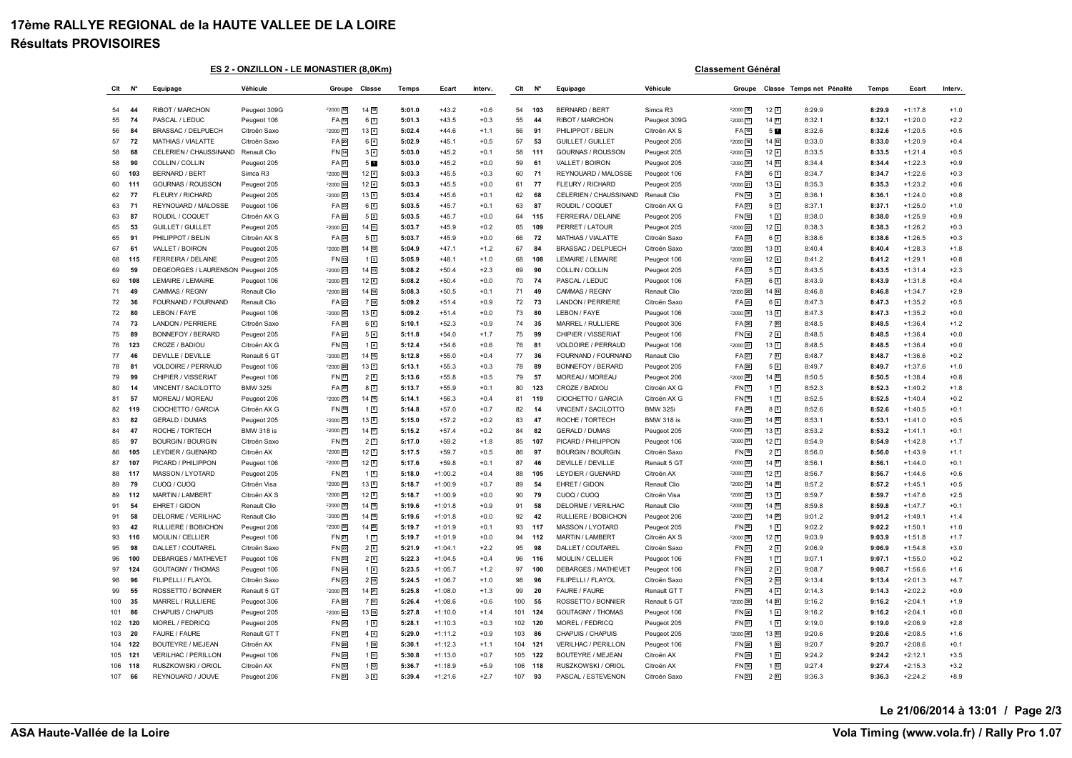# 17ème RALLYE REGIONAL de la HAUTE VALLEE DE LA LOIRE
## Résultats PROVISOIRES

### ES 2 - ONZILLON - LE MONASTIER (8,0Km)

| Clt | N° | Equipage | Véhicule | Groupe | Classe | Temps | Ecart | Interv. |
|---|---|---|---|---|---|---|---|---|
| 54 | 44 | RIBOT / MARCHON | Peugeot 309G | F2000 15 | 14 10 | 5:01.0 | +43.2 | +0.6 |
| 55 | 74 | PASCAL / LEDUC | Peugeot 106 | FA 19 | 6 3 | 5:01.3 | +43.5 | +0.3 |
| 56 | 84 | BRASSAC / DELPUECH | Citroën Saxo | F2000 17 | 13 4 | 5:02.4 | +44.6 | +1.1 |
| 57 | 72 | MATHIAS / VIALATTE | Citroën Saxo | FA 20 | 6 4 | 5:02.9 | +45.1 | +0.5 |
| 58 | 68 | CELERIEN / CHAUSSINAND | Renault Clio | FN 14 | 3 4 | 5:03.0 | +45.2 | +0.1 |
| 58 | 90 | COLLIN / COLLIN | Peugeot 205 | FA 21 | 5 1 | 5:03.0 | +45.2 | +0.0 |
| 60 | 103 | BERNARD / BERT | Simca R3 | F2000 18 | 12 4 | 5:03.3 | +45.5 | +0.3 |
| 60 | 111 | GOURNAS / ROUSSON | Peugeot 205 | F2000 18 | 12 4 | 5:03.3 | +45.5 | +0.0 |
| 62 | 77 | FLEURY / RICHARD | Peugeot 205 | F2000 20 | 13 5 | 5:03.4 | +45.6 | +0.1 |
| 63 | 71 | REYNOUARD / MALOSSE | Peugeot 106 | FA 22 | 6 5 | 5:03.5 | +45.7 | +0.1 |
| 63 | 87 | ROUDIL / COQUET | Citroën AX G | FA 22 | 5 2 | 5:03.5 | +45.7 | +0.0 |
| 65 | 53 | GUILLET / GUILLET | Peugeot 205 | F2000 21 | 14 11 | 5:03.7 | +45.9 | +0.2 |
| 65 | 91 | PHILIPPOT / BELIN | Citroën AX S | FA 24 | 5 3 | 5:03.7 | +45.9 | +0.0 |
| 67 | 61 | VALLET / BOIRON | Peugeot 205 | F2000 22 | 14 12 | 5:04.9 | +47.1 | +1.2 |
| 68 | 115 | FERREIRA / DELAINE | Peugeot 205 | FN 15 | 1 3 | 5:05.9 | +48.1 | +1.0 |
| 69 | 59 | DEGEORGES / LAURENSON | Peugeot 205 | F2000 23 | 14 13 | 5:08.2 | +50.4 | +2.3 |
| 69 | 108 | LEMAIRE / LEMAIRE | Peugeot 106 | F2000 23 | 12 6 | 5:08.2 | +50.4 | +0.0 |
| 71 | 49 | CAMMAS / REGNY | Renault Clio | F2000 25 | 14 14 | 5:08.3 | +50.5 | +0.1 |
| 72 | 36 | FOURNAND / FOURNAND | Renault Clio | FA 25 | 7 10 | 5:09.2 | +51.4 | +0.9 |
| 72 | 80 | LEBON / FAYE | Peugeot 106 | F2000 26 | 13 6 | 5:09.2 | +51.4 | +0.0 |
| 74 | 73 | LANDON / PERRIERE | Citroën Saxo | FA 26 | 6 6 | 5:10.1 | +52.3 | +0.9 |
| 75 | 89 | BONNEFOY / BERARD | Peugeot 205 | FA 27 | 5 4 | 5:11.8 | +54.0 | +1.7 |
| 76 | 123 | CROZE / BADIOU | Citroën AX G | FN 16 | 1 4 | 5:12.4 | +54.6 | +0.6 |
| 77 | 46 | DEVILLE / DEVILLE | Renault 5 GT | F2000 27 | 14 15 | 5:12.8 | +55.0 | +0.4 |
| 78 | 81 | VOLDOIRE / PERRAUD | Peugeot 106 | F2000 28 | 13 7 | 5:13.1 | +55.3 | +0.3 |
| 79 | 99 | CHIPIER / VISSERIAT | Peugeot 106 | FN 17 | 2 6 | 5:13.6 | +55.8 | +0.5 |
| 80 | 14 | VINCENT / SACILOTTO | BMW 325i | FA 28 | 8 3 | 5:13.7 | +55.9 | +0.1 |
| 81 | 57 | MOREAU / MOREAU | Peugeot 206 | F2000 29 | 14 16 | 5:14.1 | +56.3 | +0.4 |
| 82 | 119 | CIOCHETTO / GARCIA | Citroën AX G | FN 18 | 1 5 | 5:14.8 | +57.0 | +0.7 |
| 83 | 82 | GERALD / DUMAS | Peugeot 205 | F2000 30 | 13 8 | 5:15.0 | +57.2 | +0.2 |
| 84 | 47 | ROCHE / TORTECH | BMW 318 is | F2000 31 | 14 17 | 5:15.2 | +57.4 | +0.2 |
| 85 | 97 | BOURGIN / BOURGIN | Citroën Saxo | FN 19 | 2 7 | 5:17.0 | +59.2 | +1.8 |
| 86 | 105 | LEYDIER / GUENARD | Citroën AX | F2000 32 | 12 7 | 5:17.5 | +59.7 | +0.5 |
| 87 | 107 | PICARD / PHILIPPON | Peugeot 106 | F2000 33 | 12 8 | 5:17.6 | +59.8 | +0.1 |
| 88 | 117 | MASSON / LYOTARD | Peugeot 205 | FN 20 | 1 6 | 5:18.0 | +1:00.2 | +0.4 |
| 89 | 79 | CUOQ / CUOQ | Citroën Visa | F2000 34 | 13 9 | 5:18.7 | +1:00.9 | +0.7 |
| 89 | 112 | MARTIN / LAMBERT | Citroën AX S | F2000 34 | 12 9 | 5:18.7 | +1:00.9 | +0.0 |
| 91 | 54 | EHRET / GIDON | Renault Clio | F2000 36 | 14 18 | 5:19.6 | +1:01.8 | +0.9 |
| 91 | 58 | DELORME / VERILHAC | Renault Clio | F2000 36 | 14 18 | 5:19.6 | +1:01.8 | +0.0 |
| 93 | 42 | RULLIERE / BOBICHON | Peugeot 206 | F2000 38 | 14 20 | 5:19.7 | +1:01.9 | +0.1 |
| 93 | 116 | MOULIN / CELLIER | Peugeot 106 | FN 21 | 1 7 | 5:19.7 | +1:01.9 | +0.0 |
| 95 | 98 | DALLET / COUTAREL | Citroën Saxo | FN 22 | 2 8 | 5:21.9 | +1:04.1 | +2.2 |
| 96 | 100 | DEBARGES / MATHEVET | Peugeot 106 | FN 23 | 2 9 | 5:22.3 | +1:04.5 | +0.4 |
| 97 | 124 | GOUTAGNY / THOMAS | Peugeot 106 | FN 24 | 1 8 | 5:23.5 | +1:05.7 | +1.2 |
| 98 | 96 | FILIPELLI / FLAYOL | Citroën Saxo | FN 25 | 2 10 | 5:24.5 | +1:06.7 | +1.0 |
| 99 | 55 | ROSSETTO / BONNIER | Renault 5 GT | F2000 39 | 14 21 | 5:25.8 | +1:08.0 | +1.3 |
| 100 | 35 | MARREL / RULLIERE | Peugeot 306 | FA 29 | 7 11 | 5:26.4 | +1:08.6 | +0.6 |
| 101 | 86 | CHAPUIS / CHAPUIS | Peugeot 205 | F2000 40 | 13 10 | 5:27.8 | +1:10.0 | +1.4 |
| 102 | 120 | MOREL / FEDRICQ | Peugeot 205 | FN 26 | 1 9 | 5:28.1 | +1:10.3 | +0.3 |
| 103 | 20 | FAURE / FAURE | Renault GT T | FN 27 | 4 4 | 5:29.0 | +1:11.2 | +0.9 |
| 104 | 122 | BOUTEYRE / MEJEAN | Citroën AX | FN 28 | 1 10 | 5:30.1 | +1:12.3 | +1.1 |
| 105 | 121 | VERILHAC / PERILLON | Peugeot 106 | FN 29 | 1 11 | 5:30.8 | +1:13.0 | +0.7 |
| 106 | 118 | RUSZKOWSKI / ORIOL | Citroën AX | FN 30 | 1 12 | 5:36.7 | +1:18.9 | +5.9 |
| 107 | 66 | REYNOUARD / JOUVE | Peugeot 206 | FN 31 | 3 5 | 5:39.4 | +1:21.6 | +2.7 |

### Classement Général

| Clt | N° | Equipage | Véhicule | Groupe | Classe | Temps net | Pénalité | Temps | Ecart | Interv. |
|---|---|---|---|---|---|---|---|---|---|---|
| 54 | 103 | BERNARD / BERT | Simca R3 | F2000 16 | 12 3 | 8:29.9 | | 8:29.9 | +1:17.8 | +1.0 |
| 55 | 44 | RIBOT / MARCHON | Peugeot 309G | F2000 17 | 14 11 | 8:32.1 | | 8:32.1 | +1:20.0 | +2.2 |
| 56 | 91 | PHILIPPOT / BELIN | Citroën AX S | FA 19 | 5 1 | 8:32.6 | | 8:32.6 | +1:20.5 | +0.5 |
| 57 | 53 | GUILLET / GUILLET | Peugeot 205 | F2000 18 | 14 12 | 8:33.0 | | 8:33.0 | +1:20.9 | +0.4 |
| 58 | 111 | GOURNAS / ROUSSON | Peugeot 205 | F2000 19 | 12 4 | 8:33.5 | | 8:33.5 | +1:21.4 | +0.5 |
| 59 | 61 | VALLET / BOIRON | Peugeot 205 | F2000 20 | 14 13 | 8:34.4 | | 8:34.4 | +1:22.3 | +0.9 |
| 60 | 71 | REYNOUARD / MALOSSE | Peugeot 106 | FA 20 | 6 3 | 8:34.7 | | 8:34.7 | +1:22.6 | +0.3 |
| 61 | 77 | FLEURY / RICHARD | Peugeot 205 | F2000 21 | 13 4 | 8:35.3 | | 8:35.3 | +1:23.2 | +0.6 |
| 62 | 68 | CELERIEN / CHAUSSINAND | Renault Clio | FN 14 | 3 4 | 8:36.1 | | 8:36.1 | +1:24.0 | +0.8 |
| 63 | 87 | ROUDIL / COQUET | Citroën AX G | FA 21 | 5 2 | 8:37.1 | | 8:37.1 | +1:25.0 | +1.0 |
| 64 | 115 | FERREIRA / DELAINE | Peugeot 205 | FN 15 | 1 3 | 8:38.0 | | 8:38.0 | +1:25.9 | +0.9 |
| 65 | 109 | PERRET / LATOUR | Peugeot 205 | F2000 22 | 12 5 | 8:38.3 | | 8:38.3 | +1:26.2 | +0.3 |
| 66 | 72 | MATHIAS / VIALATTE | Citroën Saxo | FA 22 | 6 4 | 8:38.6 | | 8:38.6 | +1:26.5 | +0.3 |
| 67 | 84 | BRASSAC / DELPUECH | Citroën Saxo | F2000 23 | 13 5 | 8:40.4 | | 8:40.4 | +1:28.3 | +1.8 |
| 68 | 108 | LEMAIRE / LEMAIRE | Peugeot 106 | F2000 24 | 12 6 | 8:41.2 | | 8:41.2 | +1:29.1 | +0.8 |
| 69 | 90 | COLLIN / COLLIN | Peugeot 205 | FA 23 | 5 3 | 8:43.5 | | 8:43.5 | +1:31.4 | +2.3 |
| 70 | 74 | PASCAL / LEDUC | Peugeot 106 | FA 24 | 6 5 | 8:43.9 | | 8:43.9 | +1:31.8 | +0.4 |
| 71 | 49 | CAMMAS / REGNY | Renault Clio | F2000 25 | 14 14 | 8:46.8 | | 8:46.8 | +1:34.7 | +2.9 |
| 72 | 73 | LANDON / PERRIERE | Citroën Saxo | FA 25 | 6 6 | 8:47.3 | | 8:47.3 | +1:35.2 | +0.5 |
| 73 | 80 | LEBON / FAYE | Peugeot 106 | F2000 26 | 13 6 | 8:47.3 | | 8:47.3 | +1:35.2 | +0.0 |
| 74 | 35 | MARREL / RULLIERE | Peugeot 306 | FA 26 | 7 10 | 8:48.5 | | 8:48.5 | +1:36.4 | +1.2 |
| 75 | 99 | CHIPIER / VISSERIAT | Peugeot 106 | FN 16 | 2 6 | 8:48.5 | | 8:48.5 | +1:36.4 | +0.0 |
| 76 | 81 | VOLDOIRE / PERRAUD | Peugeot 106 | F2000 27 | 13 7 | 8:48.5 | | 8:48.5 | +1:36.4 | +0.0 |
| 77 | 36 | FOURNAND / FOURNAND | Renault Clio | FA 27 | 7 11 | 8:48.7 | | 8:48.7 | +1:36.6 | +0.2 |
| 78 | 89 | BONNEFOY / BERARD | Peugeot 205 | FA 28 | 5 4 | 8:49.7 | | 8:49.7 | +1:37.6 | +1.0 |
| 79 | 57 | MOREAU / MOREAU | Peugeot 206 | F2000 28 | 14 15 | 8:50.5 | | 8:50.5 | +1:38.4 | +0.8 |
| 80 | 123 | CROZE / BADIOU | Citroën AX G | FN 17 | 1 4 | 8:52.3 | | 8:52.3 | +1:40.2 | +1.8 |
| 81 | 119 | CIOCHETTO / GARCIA | Citroën AX G | FN 18 | 1 5 | 8:52.5 | | 8:52.5 | +1:40.4 | +0.2 |
| 82 | 14 | VINCENT / SACILOTTO | BMW 325i | FA 29 | 8 3 | 8:52.6 | | 8:52.6 | +1:40.5 | +0.1 |
| 83 | 47 | ROCHE / TORTECH | BMW 318 is | F2000 29 | 14 16 | 8:53.1 | | 8:53.1 | +1:41.0 | +0.5 |
| 84 | 82 | GERALD / DUMAS | Peugeot 205 | F2000 30 | 13 8 | 8:53.2 | | 8:53.2 | +1:41.1 | +0.1 |
| 85 | 107 | PICARD / PHILIPPON | Peugeot 106 | F2000 31 | 12 7 | 8:54.9 | | 8:54.9 | +1:42.8 | +1.7 |
| 86 | 97 | BOURGIN / BOURGIN | Citroën Saxo | FN 19 | 2 7 | 8:56.0 | | 8:56.0 | +1:43.9 | +1.1 |
| 87 | 46 | DEVILLE / DEVILLE | Renault 5 GT | F2000 32 | 14 17 | 8:56.1 | | 8:56.1 | +1:44.0 | +0.1 |
| 88 | 105 | LEYDIER / GUENARD | Citroën AX | F2000 33 | 12 8 | 8:56.7 | | 8:56.7 | +1:44.6 | +0.6 |
| 89 | 54 | EHRET / GIDON | Renault Clio | F2000 34 | 14 18 | 8:57.2 | | 8:57.2 | +1:45.1 | +0.5 |
| 90 | 79 | CUOQ / CUOQ | Citroën Visa | F2000 35 | 13 9 | 8:59.7 | | 8:59.7 | +1:47.6 | +2.5 |
| 91 | 58 | DELORME / VERILHAC | Renault Clio | F2000 36 | 14 19 | 8:59.8 | | 8:59.8 | +1:47.7 | +0.1 |
| 92 | 42 | RULLIERE / BOBICHON | Peugeot 206 | F2000 37 | 14 20 | 9:01.2 | | 9:01.2 | +1:49.1 | +1.4 |
| 93 | 117 | MASSON / LYOTARD | Peugeot 205 | FN 20 | 1 6 | 9:02.2 | | 9:02.2 | +1:50.1 | +1.0 |
| 94 | 112 | MARTIN / LAMBERT | Citroën AX S | F2000 38 | 12 9 | 9:03.9 | | 9:03.9 | +1:51.8 | +1.7 |
| 95 | 98 | DALLET / COUTAREL | Citroën Saxo | FN 21 | 2 8 | 9:06.9 | | 9:06.9 | +1:54.8 | +3.0 |
| 96 | 116 | MOULIN / CELLIER | Peugeot 106 | FN 22 | 1 7 | 9:07.1 | | 9:07.1 | +1:55.0 | +0.2 |
| 97 | 100 | DEBARGES / MATHEVET | Peugeot 106 | FN 23 | 2 9 | 9:08.7 | | 9:08.7 | +1:56.6 | +1.6 |
| 98 | 96 | FILIPELLI / FLAYOL | Citroën Saxo | FN 24 | 2 10 | 9:13.4 | | 9:13.4 | +2:01.3 | +4.7 |
| 99 | 20 | FAURE / FAURE | Renault GT T | FN 25 | 4 4 | 9:14.3 | | 9:14.3 | +2:02.2 | +0.9 |
| 100 | 55 | ROSSETTO / BONNIER | Renault 5 GT | F2000 39 | 14 21 | 9:16.2 | | 9:16.2 | +2:04.1 | +1.9 |
| 101 | 124 | GOUTAGNY / THOMAS | Peugeot 106 | FN 26 | 1 8 | 9:16.2 | | 9:16.2 | +2:04.1 | +0.0 |
| 102 | 120 | MOREL / FEDRICQ | Peugeot 205 | FN 27 | 1 9 | 9:19.0 | | 9:19.0 | +2:06.9 | +2.8 |
| 103 | 86 | CHAPUIS / CHAPUIS | Peugeot 205 | F2000 40 | 13 10 | 9:20.6 | | 9:20.6 | +2:08.5 | +1.6 |
| 104 | 121 | VERILHAC / PERILLON | Peugeot 106 | FN 28 | 1 10 | 9:20.7 | | 9:20.7 | +2:08.6 | +0.1 |
| 105 | 122 | BOUTEYRE / MEJEAN | Citroën AX | FN 29 | 1 11 | 9:24.2 | | 9:24.2 | +2:12.1 | +3.5 |
| 106 | 118 | RUSZKOWSKI / ORIOL | Citroën AX | FN 30 | 1 12 | 9:27.4 | | 9:27.4 | +2:15.3 | +3.2 |
| 107 | 93 | PASCAL / ESTEVENON | Citroën Saxo | FN 31 | 2 11 | 9:36.3 | | 9:36.3 | +2:24.2 | +8.9 |

Le 21/06/2014 à 13:01

ASA Haute-Vallée de la Loire — Vola Timing (www.vola.fr) / Rally Pro 1.07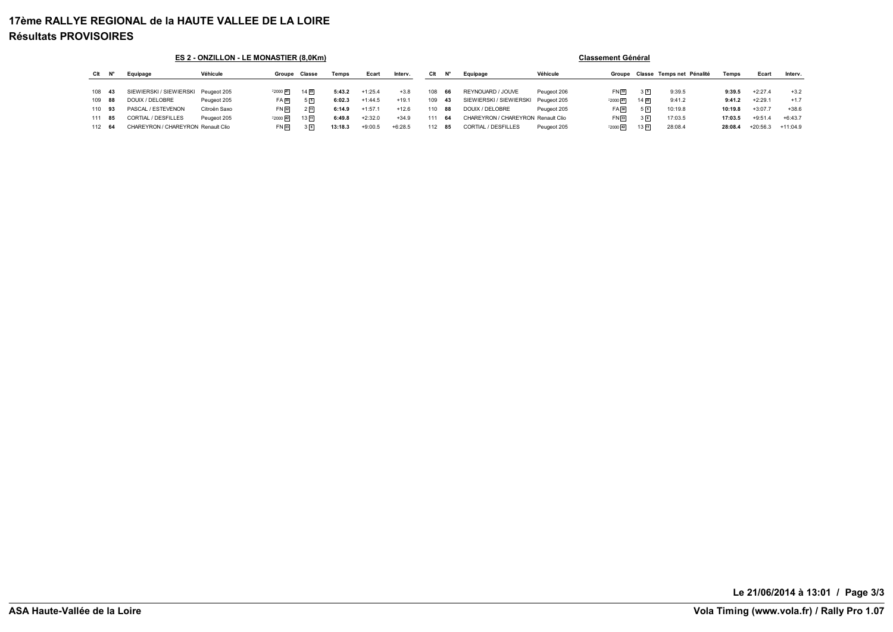# 17ème RALLYE REGIONAL de la HAUTE VALLEE DE LA LOIRE

## Résultats PROVISOIRES

### ES 2 - ONZILLON - LE MONASTIER (8,0Km)

| Clt | N° | Equipage | Véhicule | Groupe | Classe | Temps | Ecart | Interv. |
|---|---|---|---|---|---|---|---|---|
| 108 | 43 | SIEWIERSKI / SIEWIERSKI | Peugeot 205 | F2000 41 | 14 22 | 5:43.2 | +1:25.4 | +3.8 |
| 109 | 88 | DOUIX / DELOBRE | Peugeot 205 | FA 20 | 5 5 | 6:02.3 | +1:44.5 | +19.1 |
| 110 | 93 | PASCAL / ESTEVENON | Citroën Saxo | FN 32 | 2 11 | 6:14.9 | +1:57.1 | +12.6 |
| 111 | 85 | CORTIAL / DESFILLES | Peugeot 205 | F2000 42 | 13 11 | 6:49.8 | +2:32.0 | +34.9 |
| 112 | 64 | CHAREYRON / CHAREYRON | Renault Clio | FN 33 | 3 6 | 13:18.3 | +9:00.5 | +6:28.5 |

### Classement Général

| Clt | N° | Equipage | Véhicule | Groupe | Classe | Temps net | Pénalité | Temps | Ecart | Interv. |
|---|---|---|---|---|---|---|---|---|---|---|
| 108 | 66 | REYNOUARD / JOUVE | Peugeot 206 | FN 32 | 3 5 | 9:39.5 | | 9:39.5 | +2:27.4 | +3.2 |
| 109 | 43 | SIEWIERSKI / SIEWIERSKI | Peugeot 205 | F2000 41 | 14 22 | 9:41.2 | | 9:41.2 | +2:29.1 | +1.7 |
| 110 | 88 | DOUIX / DELOBRE | Peugeot 205 | FA 20 | 5 5 | 10:19.8 | | 10:19.8 | +3:07.7 | +38.6 |
| 111 | 64 | CHAREYRON / CHAREYRON | Renault Clio | FN 33 | 3 6 | 17:03.5 | | 17:03.5 | +9:51.4 | +6:43.7 |
| 112 | 85 | CORTIAL / DESFILLES | Peugeot 205 | F2000 42 | 13 11 | 28:08.4 | | 28:08.4 | +20:56.3 | +11:04.9 |

Le 21/06/2014 à 13:01

ASA Haute-Vallée de la Loire

Vola Timing (www.vola.fr) / Rally Pro 1.07